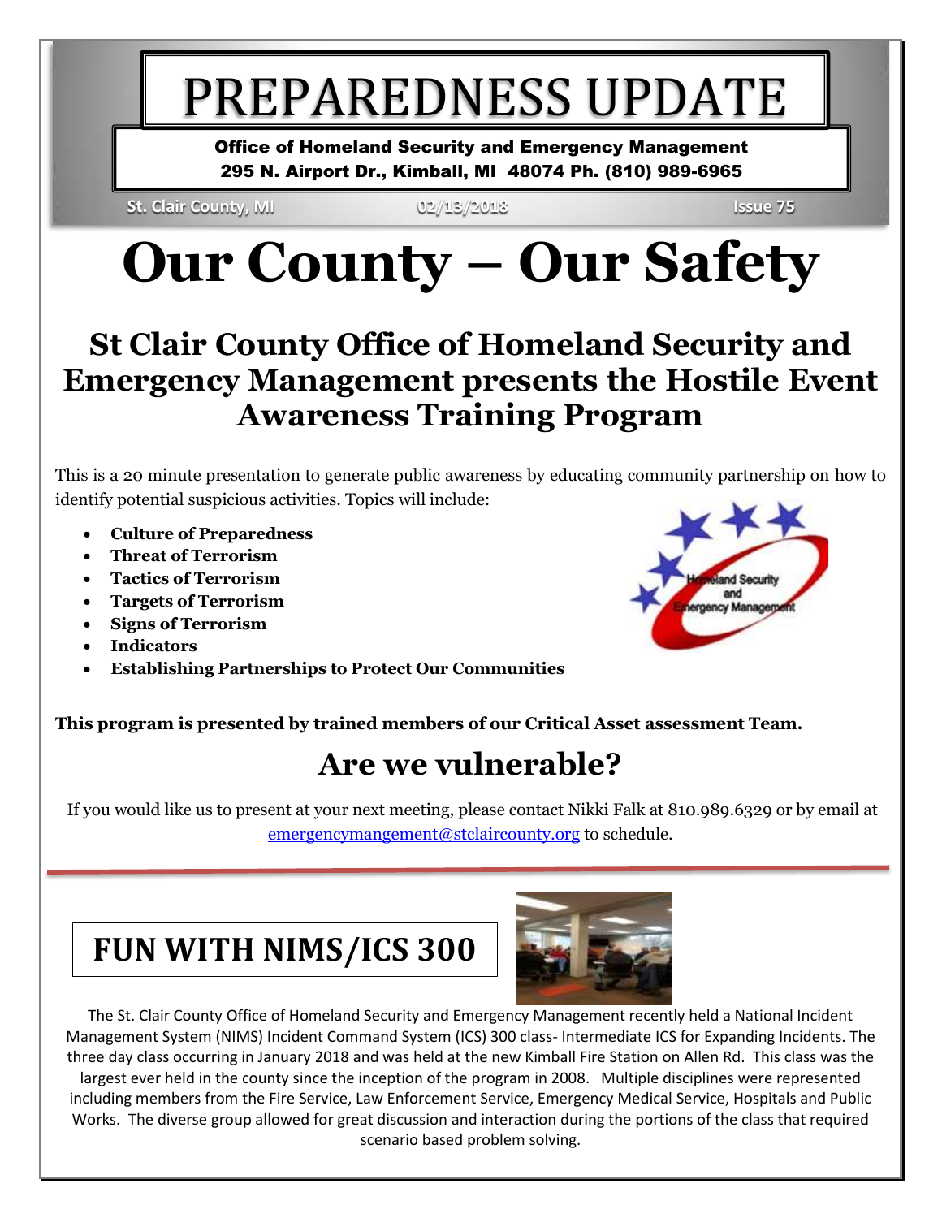# PREPAREDNESS UPDATE

**Office of Homeland Security and Emergency Management**
**295 N. Airport Dr., Kimball, MI 48074 Ph. (810) 989-6965**

St. Clair County, MI 02/13/2018 Issue 75

# Our County – Our Safety

## St Clair County Office of Homeland Security and Emergency Management presents the Hostile Event Awareness Training Program

This is a 20 minute presentation to generate public awareness by educating community partnership on how to identify potential suspicious activities. Topics will include:

- **Culture of Preparedness**
- **Threat of Terrorism**
- **Tactics of Terrorism**
- **Targets of Terrorism**
- **Signs of Terrorism**
- **Indicators**
- **Establishing Partnerships to Protect Our Communities**

**This program is presented by trained members of our Critical Asset assessment Team.**

## Are we vulnerable?

If you would like us to present at your next meeting, please contact Nikki Falk at 810.989.6329 or by email at emergencymangement@stclaircounty.org to schedule.

## FUN WITH NIMS/ICS 300

The St. Clair County Office of Homeland Security and Emergency Management recently held a National Incident Management System (NIMS) Incident Command System (ICS) 300 class- Intermediate ICS for Expanding Incidents. The three day class occurring in January 2018 and was held at the new Kimball Fire Station on Allen Rd. This class was the largest ever held in the county since the inception of the program in 2008. Multiple disciplines were represented including members from the Fire Service, Law Enforcement Service, Emergency Medical Service, Hospitals and Public Works. The diverse group allowed for great discussion and interaction during the portions of the class that required scenario based problem solving.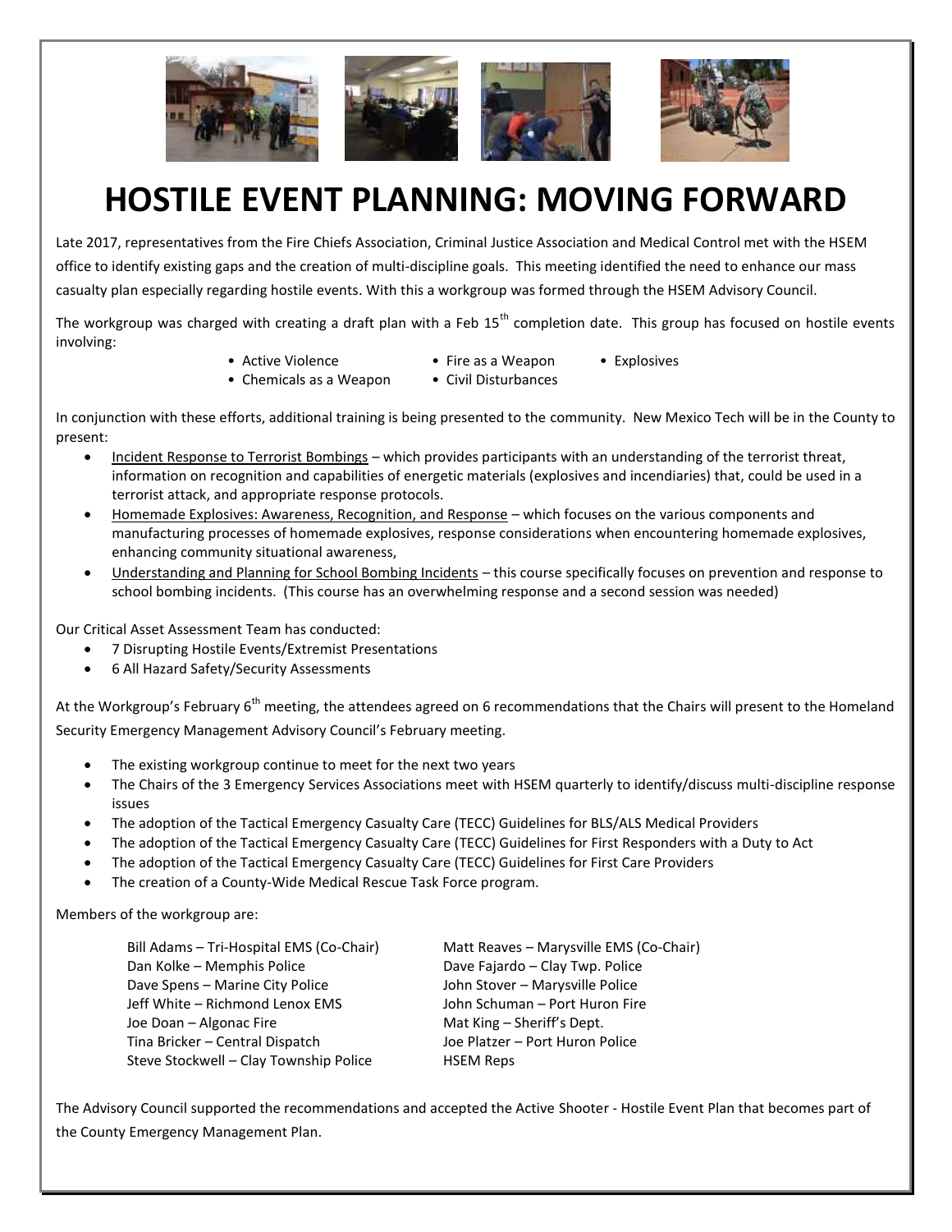# HOSTILE EVENT PLANNING: MOVING FORWARD

Late 2017, representatives from the Fire Chiefs Association, Criminal Justice Association and Medical Control met with the HSEM office to identify existing gaps and the creation of multi-discipline goals. This meeting identified the need to enhance our mass casualty plan especially regarding hostile events. With this a workgroup was formed through the HSEM Advisory Council.

The workgroup was charged with creating a draft plan with a Feb 15th completion date. This group has focused on hostile events involving:

- Active Violence
- Fire as a Weapon
- Explosives
- Chemicals as a Weapon
- Civil Disturbances

In conjunction with these efforts, additional training is being presented to the community. New Mexico Tech will be in the County to present:

- Incident Response to Terrorist Bombings – which provides participants with an understanding of the terrorist threat, information on recognition and capabilities of energetic materials (explosives and incendiaries) that, could be used in a terrorist attack, and appropriate response protocols.
- Homemade Explosives: Awareness, Recognition, and Response – which focuses on the various components and manufacturing processes of homemade explosives, response considerations when encountering homemade explosives, enhancing community situational awareness,
- Understanding and Planning for School Bombing Incidents – this course specifically focuses on prevention and response to school bombing incidents. (This course has an overwhelming response and a second session was needed)

Our Critical Asset Assessment Team has conducted:

- 7 Disrupting Hostile Events/Extremist Presentations
- 6 All Hazard Safety/Security Assessments

At the Workgroup's February 6th meeting, the attendees agreed on 6 recommendations that the Chairs will present to the Homeland Security Emergency Management Advisory Council's February meeting.

- The existing workgroup continue to meet for the next two years
- The Chairs of the 3 Emergency Services Associations meet with HSEM quarterly to identify/discuss multi-discipline response issues
- The adoption of the Tactical Emergency Casualty Care (TECC) Guidelines for BLS/ALS Medical Providers
- The adoption of the Tactical Emergency Casualty Care (TECC) Guidelines for First Responders with a Duty to Act
- The adoption of the Tactical Emergency Casualty Care (TECC) Guidelines for First Care Providers
- The creation of a County-Wide Medical Rescue Task Force program.

Members of the workgroup are:

Bill Adams – Tri-Hospital EMS (Co-Chair)
Dan Kolke – Memphis Police
Dave Spens – Marine City Police
Jeff White – Richmond Lenox EMS
Joe Doan – Algonac Fire
Tina Bricker – Central Dispatch
Steve Stockwell – Clay Township Police
Matt Reaves – Marysville EMS (Co-Chair)
Dave Fajardo – Clay Twp. Police
John Stover – Marysville Police
John Schuman – Port Huron Fire
Mat King – Sheriff's Dept.
Joe Platzer – Port Huron Police
HSEM Reps

The Advisory Council supported the recommendations and accepted the Active Shooter - Hostile Event Plan that becomes part of the County Emergency Management Plan.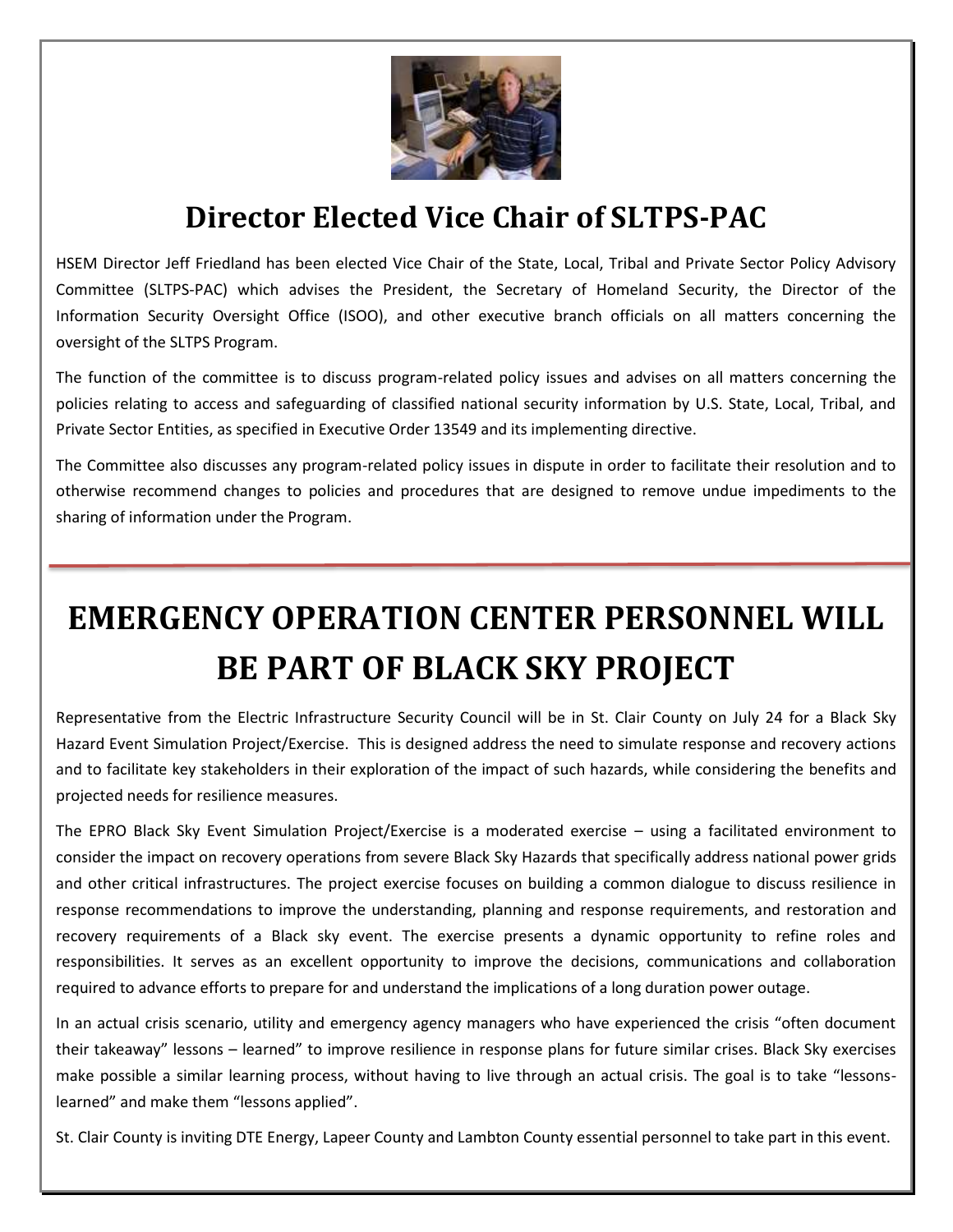## Director Elected Vice Chair of SLTPS-PAC

HSEM Director Jeff Friedland has been elected Vice Chair of the State, Local, Tribal and Private Sector Policy Advisory Committee (SLTPS-PAC) which advises the President, the Secretary of Homeland Security, the Director of the Information Security Oversight Office (ISOO), and other executive branch officials on all matters concerning the oversight of the SLTPS Program.

The function of the committee is to discuss program-related policy issues and advises on all matters concerning the policies relating to access and safeguarding of classified national security information by U.S. State, Local, Tribal, and Private Sector Entities, as specified in Executive Order 13549 and its implementing directive.

The Committee also discusses any program-related policy issues in dispute in order to facilitate their resolution and to otherwise recommend changes to policies and procedures that are designed to remove undue impediments to the sharing of information under the Program.

---

# EMERGENCY OPERATION CENTER PERSONNEL WILL BE PART OF BLACK SKY PROJECT

Representative from the Electric Infrastructure Security Council will be in St. Clair County on July 24 for a Black Sky Hazard Event Simulation Project/Exercise. This is designed address the need to simulate response and recovery actions and to facilitate key stakeholders in their exploration of the impact of such hazards, while considering the benefits and projected needs for resilience measures.

The EPRO Black Sky Event Simulation Project/Exercise is a moderated exercise – using a facilitated environment to consider the impact on recovery operations from severe Black Sky Hazards that specifically address national power grids and other critical infrastructures. The project exercise focuses on building a common dialogue to discuss resilience in response recommendations to improve the understanding, planning and response requirements, and restoration and recovery requirements of a Black sky event. The exercise presents a dynamic opportunity to refine roles and responsibilities. It serves as an excellent opportunity to improve the decisions, communications and collaboration required to advance efforts to prepare for and understand the implications of a long duration power outage.

In an actual crisis scenario, utility and emergency agency managers who have experienced the crisis "often document their takeaway" lessons – learned" to improve resilience in response plans for future similar crises. Black Sky exercises make possible a similar learning process, without having to live through an actual crisis. The goal is to take "lessons-learned" and make them "lessons applied".

St. Clair County is inviting DTE Energy, Lapeer County and Lambton County essential personnel to take part in this event.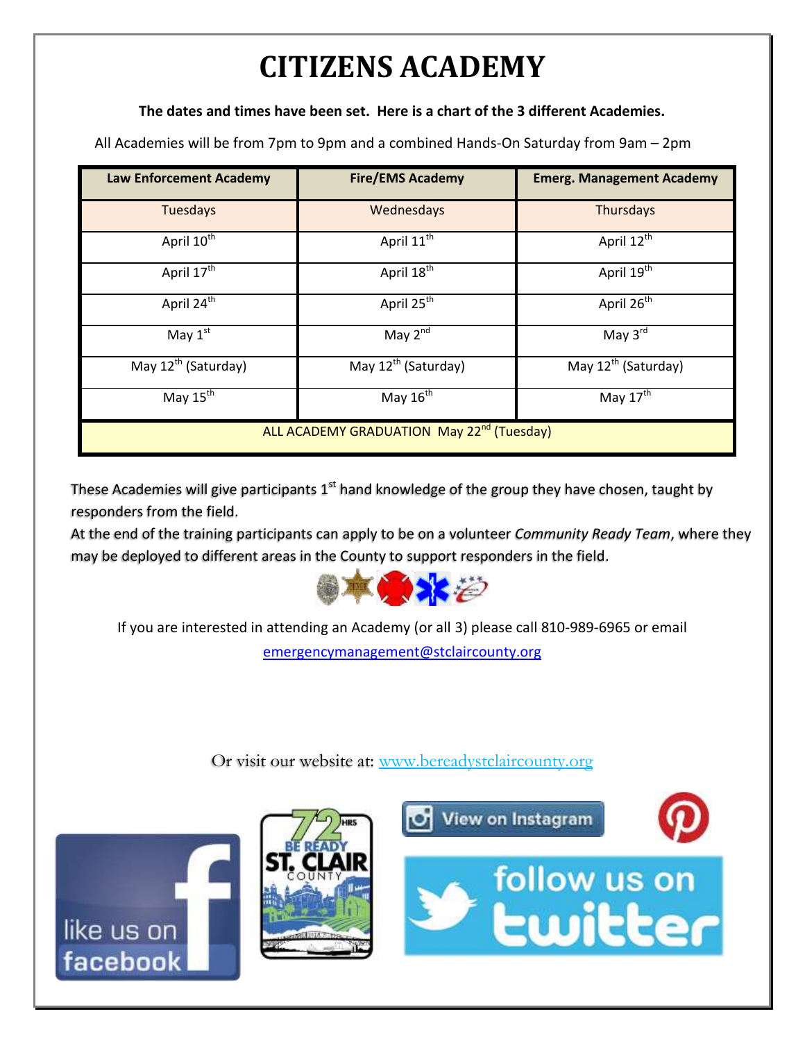# CITIZENS ACADEMY

**The dates and times have been set. Here is a chart of the 3 different Academies.**

All Academies will be from 7pm to 9pm and a combined Hands-On Saturday from 9am – 2pm

| Law Enforcement Academy | Fire/EMS Academy | Emerg. Management Academy |
|---|---|---|
| Tuesdays | Wednesdays | Thursdays |
| April 10th | April 11th | April 12th |
| April 17th | April 18th | April 19th |
| April 24th | April 25th | April 26th |
| May 1st | May 2nd | May 3rd |
| May 12th (Saturday) | May 12th (Saturday) | May 12th (Saturday) |
| May 15th | May 16th | May 17th |
| ALL ACADEMY GRADUATION May 22nd (Tuesday) | | |

These Academies will give participants 1st hand knowledge of the group they have chosen, taught by responders from the field.

At the end of the training participants can apply to be on a volunteer *Community Ready Team*, where they may be deployed to different areas in the County to support responders in the field.

If you are interested in attending an Academy (or all 3) please call 810-989-6965 or email emergencymanagement@stclaircounty.org

Or visit our website at: www.bereadystclaircounty.org

like us on facebook

72 HRS BE READY ST. CLAIR COUNTY

View on Instagram

follow us on twitter